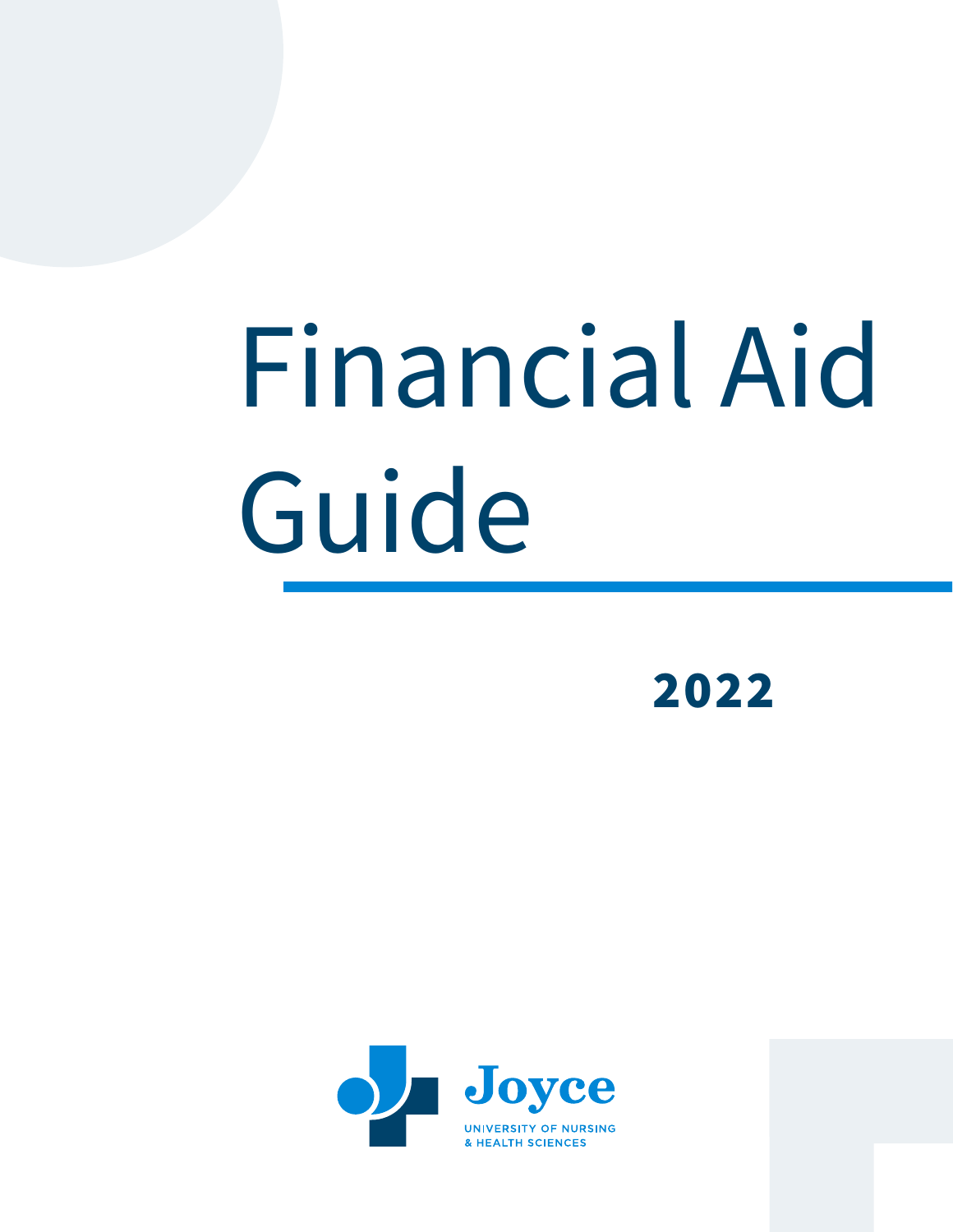# Financial Aid Guide

**2022**

Joyce

UNIVERSITY OF NURSING & HEALTH SCIENCES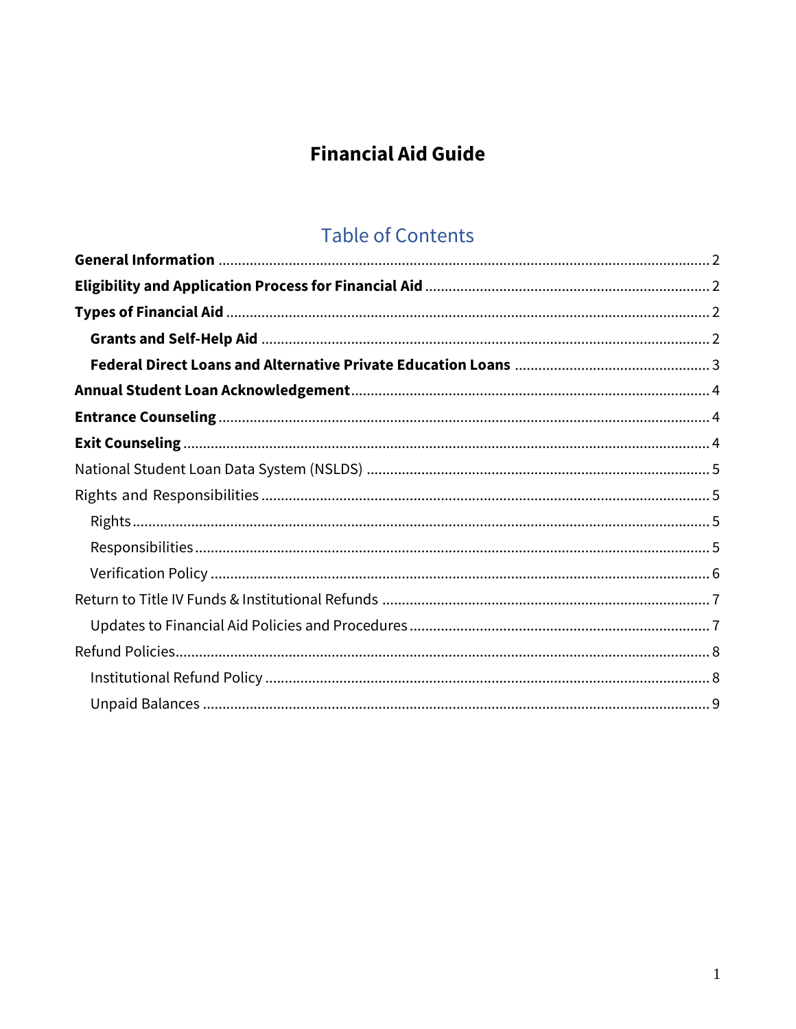# Financial Aid Guide

## Table of Contents

**General Information** ........ 2

**Eligibility and Application Process for Financial Aid** ........ 2

**Types of Financial Aid** ........ 2

- **Grants and Self-Help Aid** ........ 2
- **Federal Direct Loans and Alternative Private Education Loans** ........ 3

**Annual Student Loan Acknowledgement** ........ 4

**Entrance Counseling** ........ 4

**Exit Counseling** ........ 4

National Student Loan Data System (NSLDS) ........ 5

Rights and Responsibilities ........ 5

- Rights ........ 5
- Responsibilities ........ 5
- Verification Policy ........ 6

Return to Title IV Funds & Institutional Refunds ........ 7

- Updates to Financial Aid Policies and Procedures ........ 7

Refund Policies ........ 8

- Institutional Refund Policy ........ 8
- Unpaid Balances ........ 9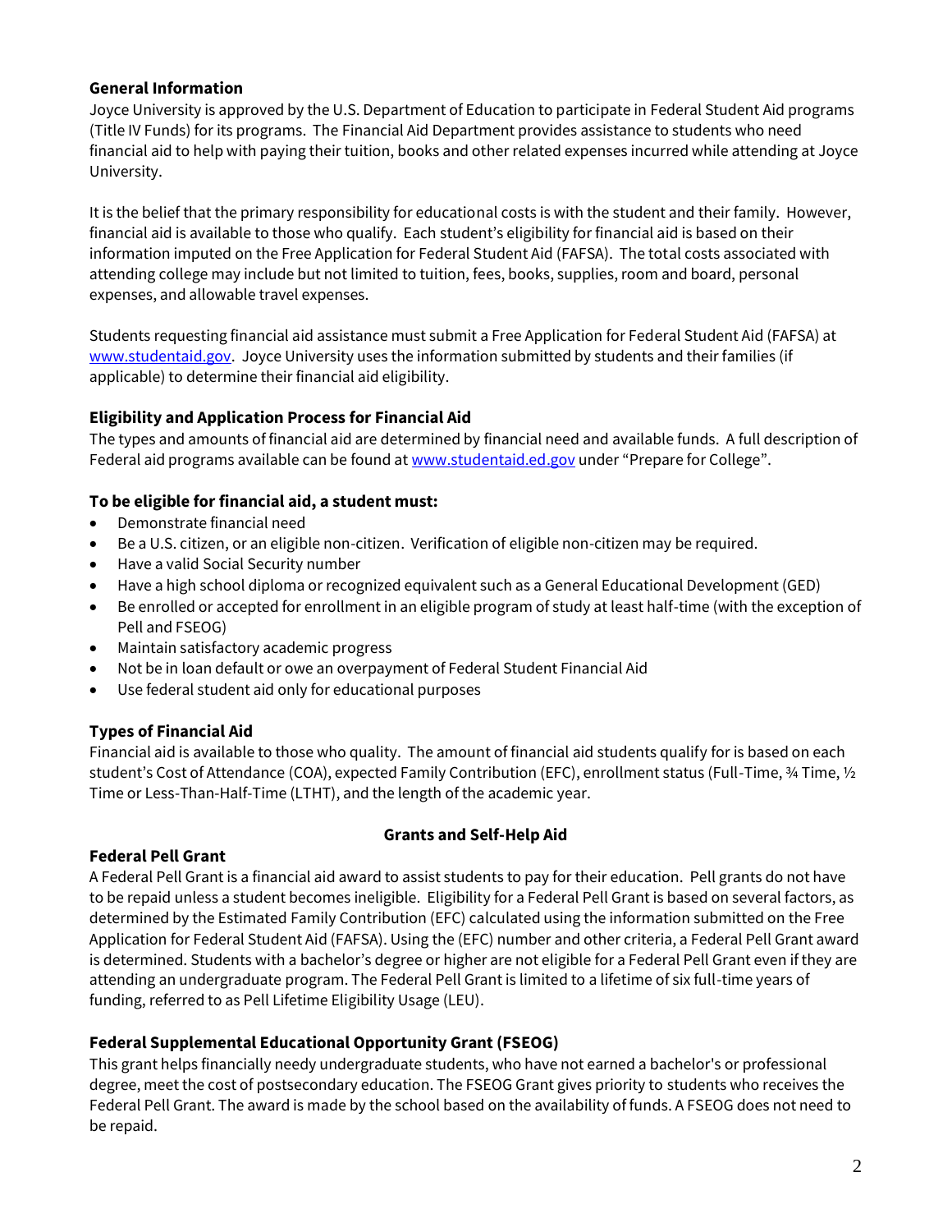### General Information

Joyce University is approved by the U.S. Department of Education to participate in Federal Student Aid programs (Title IV Funds) for its programs. The Financial Aid Department provides assistance to students who need financial aid to help with paying their tuition, books and other related expenses incurred while attending at Joyce University.

It is the belief that the primary responsibility for educational costs is with the student and their family. However, financial aid is available to those who qualify. Each student's eligibility for financial aid is based on their information imputed on the Free Application for Federal Student Aid (FAFSA). The total costs associated with attending college may include but not limited to tuition, fees, books, supplies, room and board, personal expenses, and allowable travel expenses.

Students requesting financial aid assistance must submit a Free Application for Federal Student Aid (FAFSA) at www.studentaid.gov. Joyce University uses the information submitted by students and their families (if applicable) to determine their financial aid eligibility.

### Eligibility and Application Process for Financial Aid

The types and amounts of financial aid are determined by financial need and available funds. A full description of Federal aid programs available can be found at www.studentaid.ed.gov under "Prepare for College".

### To be eligible for financial aid, a student must:

- Demonstrate financial need
- Be a U.S. citizen, or an eligible non-citizen. Verification of eligible non-citizen may be required.
- Have a valid Social Security number
- Have a high school diploma or recognized equivalent such as a General Educational Development (GED)
- Be enrolled or accepted for enrollment in an eligible program of study at least half-time (with the exception of Pell and FSEOG)
- Maintain satisfactory academic progress
- Not be in loan default or owe an overpayment of Federal Student Financial Aid
- Use federal student aid only for educational purposes

### Types of Financial Aid

Financial aid is available to those who quality. The amount of financial aid students qualify for is based on each student's Cost of Attendance (COA), expected Family Contribution (EFC), enrollment status (Full-Time, ¾ Time, ½ Time or Less-Than-Half-Time (LTHT), and the length of the academic year.

## Grants and Self-Help Aid

### Federal Pell Grant

A Federal Pell Grant is a financial aid award to assist students to pay for their education. Pell grants do not have to be repaid unless a student becomes ineligible. Eligibility for a Federal Pell Grant is based on several factors, as determined by the Estimated Family Contribution (EFC) calculated using the information submitted on the Free Application for Federal Student Aid (FAFSA). Using the (EFC) number and other criteria, a Federal Pell Grant award is determined. Students with a bachelor's degree or higher are not eligible for a Federal Pell Grant even if they are attending an undergraduate program. The Federal Pell Grant is limited to a lifetime of six full-time years of funding, referred to as Pell Lifetime Eligibility Usage (LEU).

### Federal Supplemental Educational Opportunity Grant (FSEOG)

This grant helps financially needy undergraduate students, who have not earned a bachelor's or professional degree, meet the cost of postsecondary education. The FSEOG Grant gives priority to students who receives the Federal Pell Grant. The award is made by the school based on the availability of funds. A FSEOG does not need to be repaid.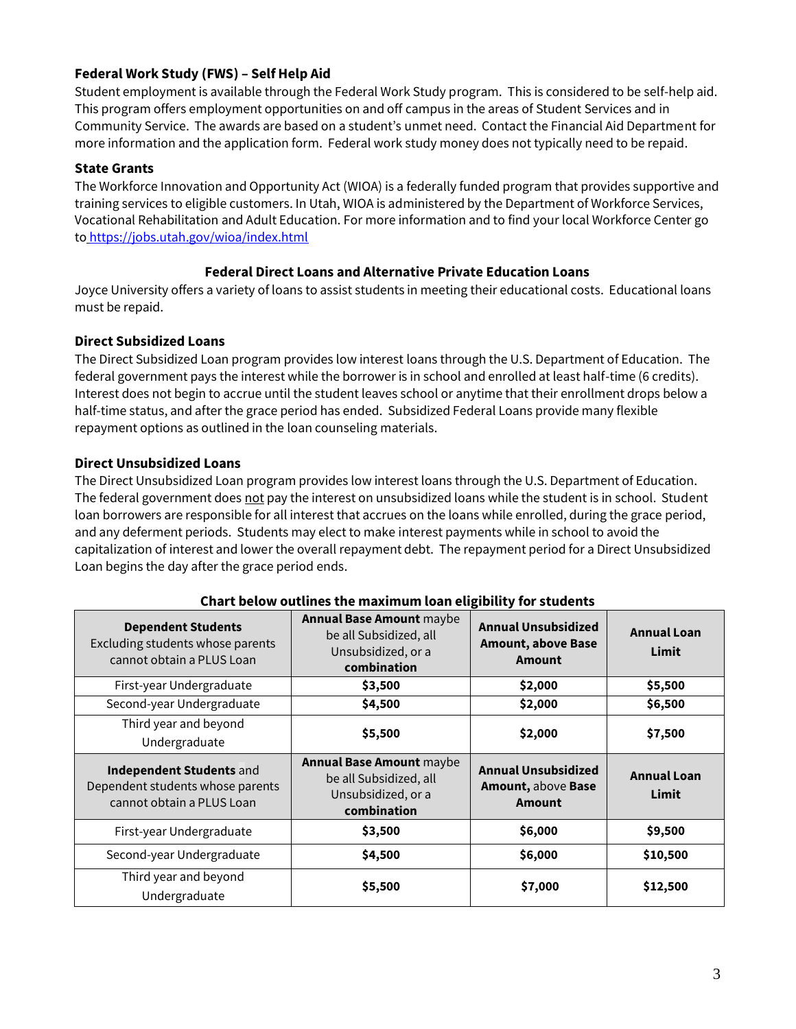### Federal Work Study (FWS) – Self Help Aid

Student employment is available through the Federal Work Study program. This is considered to be self-help aid. This program offers employment opportunities on and off campus in the areas of Student Services and in Community Service. The awards are based on a student's unmet need. Contact the Financial Aid Department for more information and the application form. Federal work study money does not typically need to be repaid.

### State Grants

The Workforce Innovation and Opportunity Act (WIOA) is a federally funded program that provides supportive and training services to eligible customers. In Utah, WIOA is administered by the Department of Workforce Services, Vocational Rehabilitation and Adult Education. For more information and to find your local Workforce Center go to https://jobs.utah.gov/wioa/index.html

## Federal Direct Loans and Alternative Private Education Loans

Joyce University offers a variety of loans to assist students in meeting their educational costs. Educational loans must be repaid.

### Direct Subsidized Loans

The Direct Subsidized Loan program provides low interest loans through the U.S. Department of Education. The federal government pays the interest while the borrower is in school and enrolled at least half-time (6 credits). Interest does not begin to accrue until the student leaves school or anytime that their enrollment drops below a half-time status, and after the grace period has ended. Subsidized Federal Loans provide many flexible repayment options as outlined in the loan counseling materials.

### Direct Unsubsidized Loans

The Direct Unsubsidized Loan program provides low interest loans through the U.S. Department of Education. The federal government does not pay the interest on unsubsidized loans while the student is in school. Student loan borrowers are responsible for all interest that accrues on the loans while enrolled, during the grace period, and any deferment periods. Students may elect to make interest payments while in school to avoid the capitalization of interest and lower the overall repayment debt. The repayment period for a Direct Unsubsidized Loan begins the day after the grace period ends.

**Chart below outlines the maximum loan eligibility for students**

| **Dependent Students** Excluding students whose parents cannot obtain a PLUS Loan | **Annual Base Amount** maybe be all Subsidized, all Unsubsidized, or a **combination** | **Annual Unsubsidized Amount, above Base Amount** | **Annual Loan Limit** |
|---|---|---|---|
| First-year Undergraduate | **$3,500** | **$2,000** | **$5,500** |
| Second-year Undergraduate | **$4,500** | **$2,000** | **$6,500** |
| Third year and beyond Undergraduate | **$5,500** | **$2,000** | **$7,500** |
| **Independent Students** and Dependent students whose parents cannot obtain a PLUS Loan | **Annual Base Amount** maybe be all Subsidized, all Unsubsidized, or a **combination** | **Annual Unsubsidized Amount,** above **Base Amount** | **Annual Loan Limit** |
| First-year Undergraduate | **$3,500** | **$6,000** | **$9,500** |
| Second-year Undergraduate | **$4,500** | **$6,000** | **$10,500** |
| Third year and beyond Undergraduate | **$5,500** | **$7,000** | **$12,500** |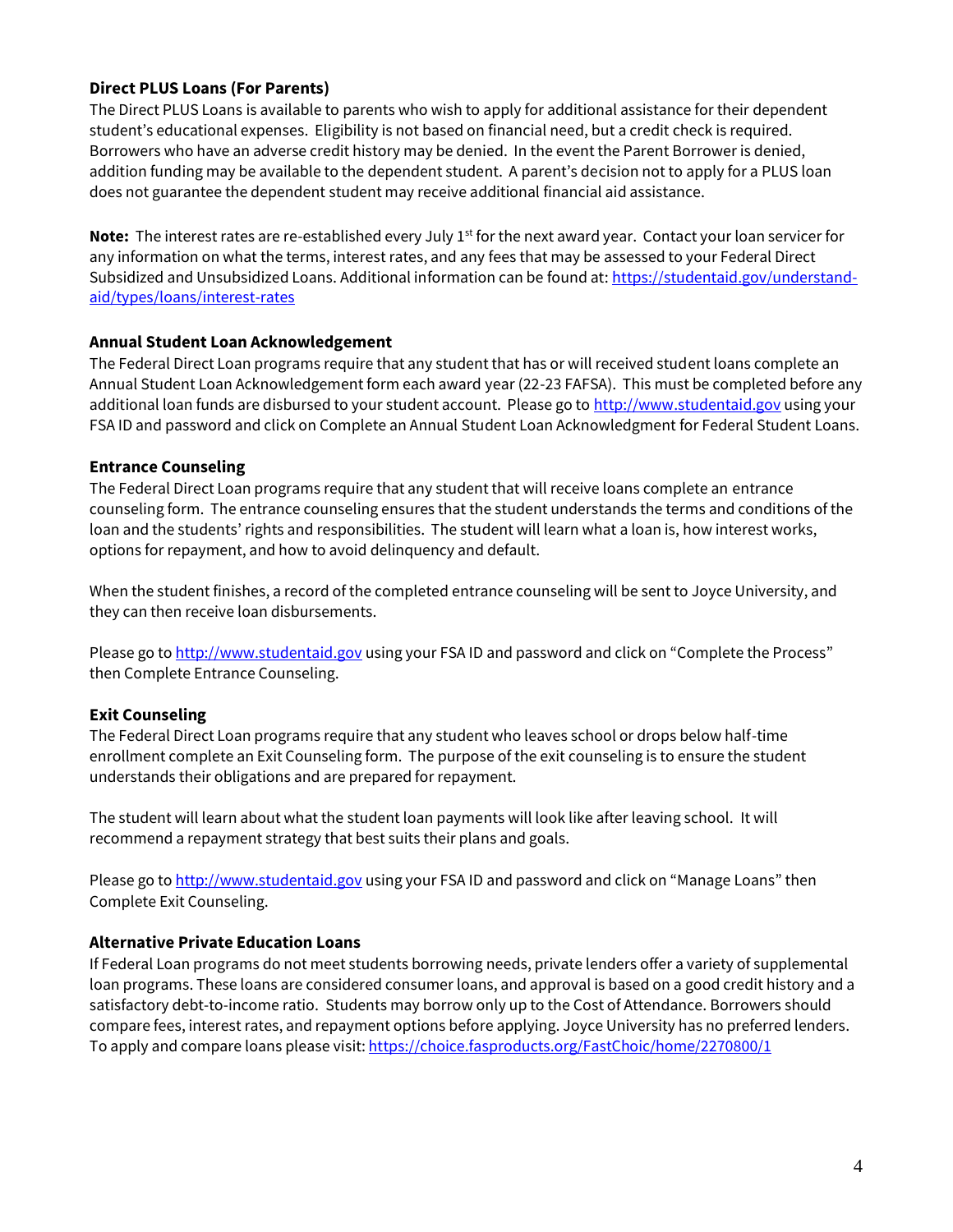### Direct PLUS Loans (For Parents)

The Direct PLUS Loans is available to parents who wish to apply for additional assistance for their dependent student's educational expenses. Eligibility is not based on financial need, but a credit check is required. Borrowers who have an adverse credit history may be denied. In the event the Parent Borrower is denied, addition funding may be available to the dependent student. A parent's decision not to apply for a PLUS loan does not guarantee the dependent student may receive additional financial aid assistance.

**Note:** The interest rates are re-established every July 1st for the next award year. Contact your loan servicer for any information on what the terms, interest rates, and any fees that may be assessed to your Federal Direct Subsidized and Unsubsidized Loans. Additional information can be found at: [https://studentaid.gov/understand-aid/types/loans/interest-rates](https://studentaid.gov/understand-aid/types/loans/interest-rates)

### Annual Student Loan Acknowledgement

The Federal Direct Loan programs require that any student that has or will received student loans complete an Annual Student Loan Acknowledgement form each award year (22-23 FAFSA). This must be completed before any additional loan funds are disbursed to your student account. Please go to [http://www.studentaid.gov](http://www.studentaid.gov) using your FSA ID and password and click on Complete an Annual Student Loan Acknowledgment for Federal Student Loans.

### Entrance Counseling

The Federal Direct Loan programs require that any student that will receive loans complete an entrance counseling form. The entrance counseling ensures that the student understands the terms and conditions of the loan and the students' rights and responsibilities. The student will learn what a loan is, how interest works, options for repayment, and how to avoid delinquency and default.

When the student finishes, a record of the completed entrance counseling will be sent to Joyce University, and they can then receive loan disbursements.

Please go to [http://www.studentaid.gov](http://www.studentaid.gov) using your FSA ID and password and click on "Complete the Process" then Complete Entrance Counseling.

### Exit Counseling

The Federal Direct Loan programs require that any student who leaves school or drops below half-time enrollment complete an Exit Counseling form. The purpose of the exit counseling is to ensure the student understands their obligations and are prepared for repayment.

The student will learn about what the student loan payments will look like after leaving school. It will recommend a repayment strategy that best suits their plans and goals.

Please go to [http://www.studentaid.gov](http://www.studentaid.gov) using your FSA ID and password and click on "Manage Loans" then Complete Exit Counseling.

### Alternative Private Education Loans

If Federal Loan programs do not meet students borrowing needs, private lenders offer a variety of supplemental loan programs. These loans are considered consumer loans, and approval is based on a good credit history and a satisfactory debt-to-income ratio. Students may borrow only up to the Cost of Attendance. Borrowers should compare fees, interest rates, and repayment options before applying. Joyce University has no preferred lenders. To apply and compare loans please visit: [https://choice.fasproducts.org/FastChoic/home/2270800/1](https://choice.fasproducts.org/FastChoic/home/2270800/1)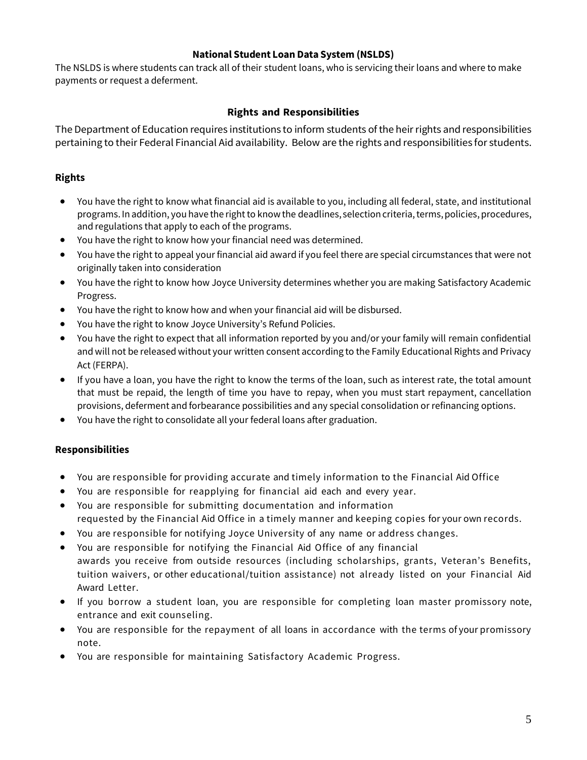## National Student Loan Data System (NSLDS)

The NSLDS is where students can track all of their student loans, who is servicing their loans and where to make payments or request a deferment.

## Rights and Responsibilities

The Department of Education requires institutions to inform students of the heir rights and responsibilities pertaining to their Federal Financial Aid availability. Below are the rights and responsibilities for students.

### Rights

- You have the right to know what financial aid is available to you, including all federal, state, and institutional programs. In addition, you have the right to know the deadlines, selection criteria, terms, policies, procedures, and regulations that apply to each of the programs.
- You have the right to know how your financial need was determined.
- You have the right to appeal your financial aid award if you feel there are special circumstances that were not originally taken into consideration
- You have the right to know how Joyce University determines whether you are making Satisfactory Academic Progress.
- You have the right to know how and when your financial aid will be disbursed.
- You have the right to know Joyce University's Refund Policies.
- You have the right to expect that all information reported by you and/or your family will remain confidential and will not be released without your written consent according to the Family Educational Rights and Privacy Act (FERPA).
- If you have a loan, you have the right to know the terms of the loan, such as interest rate, the total amount that must be repaid, the length of time you have to repay, when you must start repayment, cancellation provisions, deferment and forbearance possibilities and any special consolidation or refinancing options.
- You have the right to consolidate all your federal loans after graduation.

### Responsibilities

- You are responsible for providing accurate and timely information to the Financial Aid Office
- You are responsible for reapplying for financial aid each and every year.
- You are responsible for submitting documentation and information requested by the Financial Aid Office in a timely manner and keeping copies for your own records.
- You are responsible for notifying Joyce University of any name or address changes.
- You are responsible for notifying the Financial Aid Office of any financial awards you receive from outside resources (including scholarships, grants, Veteran's Benefits, tuition waivers, or other educational/tuition assistance) not already listed on your Financial Aid Award Letter.
- If you borrow a student loan, you are responsible for completing loan master promissory note, entrance and exit counseling.
- You are responsible for the repayment of all loans in accordance with the terms of your promissory note.
- You are responsible for maintaining Satisfactory Academic Progress.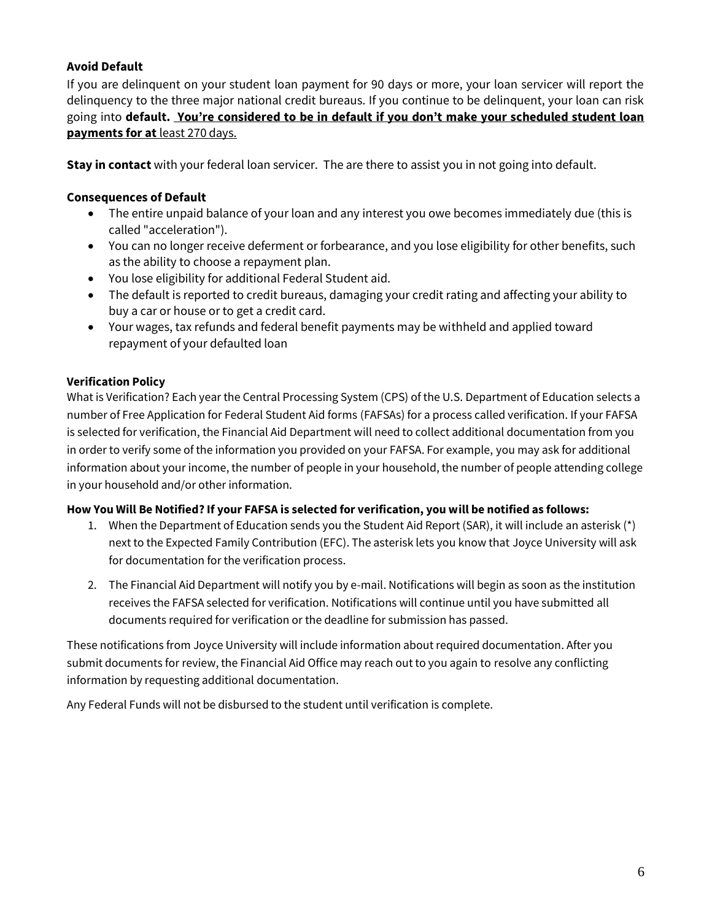### Avoid Default

If you are delinquent on your student loan payment for 90 days or more, your loan servicer will report the delinquency to the three major national credit bureaus. If you continue to be delinquent, your loan can risk going into **default.** **<u>You're considered to be in default if you don't make your scheduled student loan payments for at</u>** <u>least 270 days.</u>

**Stay in contact** with your federal loan servicer. The are there to assist you in not going into default.

### Consequences of Default

- The entire unpaid balance of your loan and any interest you owe becomes immediately due (this is called "acceleration").
- You can no longer receive deferment or forbearance, and you lose eligibility for other benefits, such as the ability to choose a repayment plan.
- You lose eligibility for additional Federal Student aid.
- The default is reported to credit bureaus, damaging your credit rating and affecting your ability to buy a car or house or to get a credit card.
- Your wages, tax refunds and federal benefit payments may be withheld and applied toward repayment of your defaulted loan

### Verification Policy

What is Verification? Each year the Central Processing System (CPS) of the U.S. Department of Education selects a number of Free Application for Federal Student Aid forms (FAFSAs) for a process called verification. If your FAFSA is selected for verification, the Financial Aid Department will need to collect additional documentation from you in order to verify some of the information you provided on your FAFSA. For example, you may ask for additional information about your income, the number of people in your household, the number of people attending college in your household and/or other information.

**How You Will Be Notified? If your FAFSA is selected for verification, you will be notified as follows:**

1. When the Department of Education sends you the Student Aid Report (SAR), it will include an asterisk (*) next to the Expected Family Contribution (EFC). The asterisk lets you know that Joyce University will ask for documentation for the verification process.
2. The Financial Aid Department will notify you by e-mail. Notifications will begin as soon as the institution receives the FAFSA selected for verification. Notifications will continue until you have submitted all documents required for verification or the deadline for submission has passed.

These notifications from Joyce University will include information about required documentation. After you submit documents for review, the Financial Aid Office may reach out to you again to resolve any conflicting information by requesting additional documentation.

Any Federal Funds will not be disbursed to the student until verification is complete.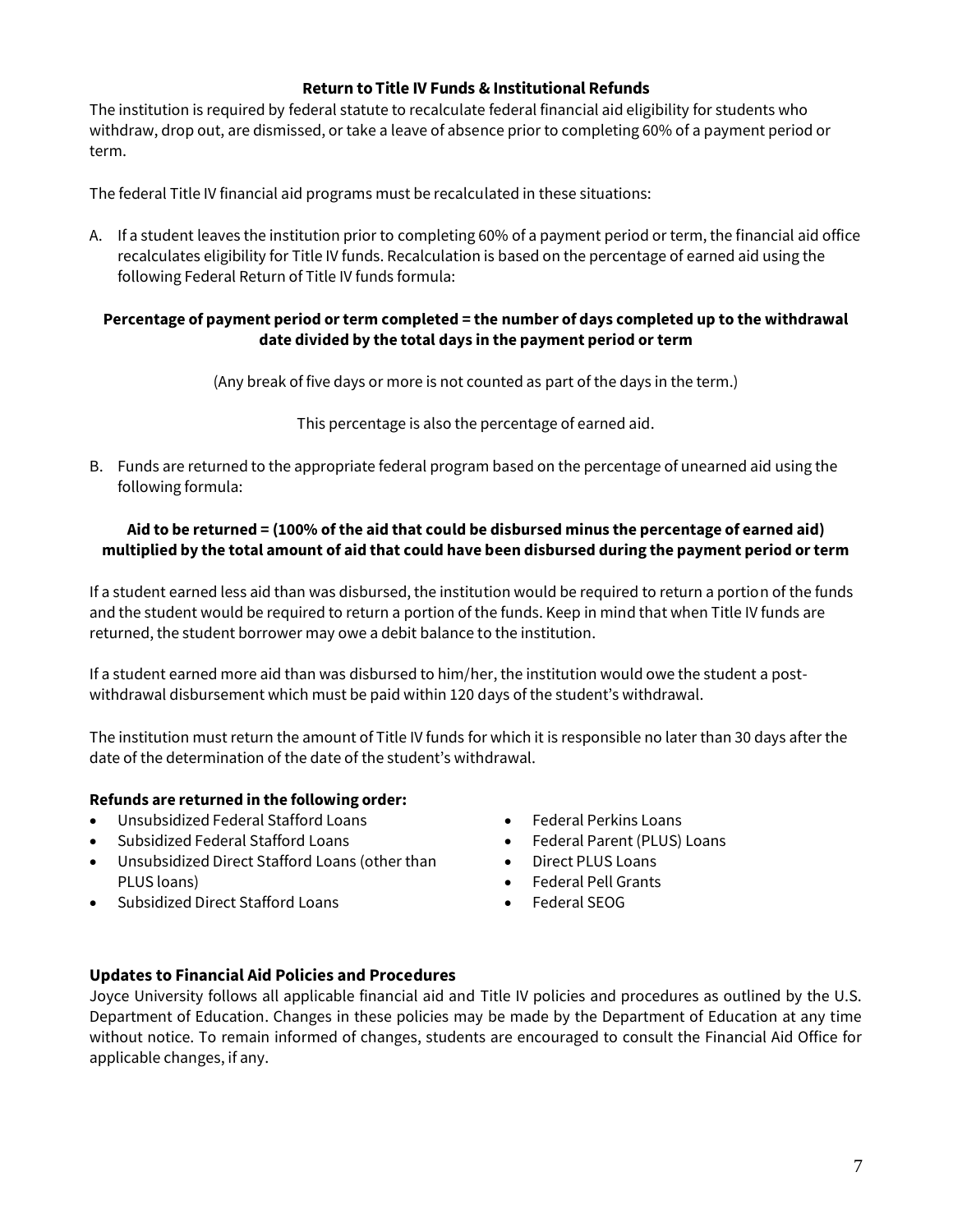## Return to Title IV Funds & Institutional Refunds

The institution is required by federal statute to recalculate federal financial aid eligibility for students who withdraw, drop out, are dismissed, or take a leave of absence prior to completing 60% of a payment period or term.

The federal Title IV financial aid programs must be recalculated in these situations:

A. If a student leaves the institution prior to completing 60% of a payment period or term, the financial aid office recalculates eligibility for Title IV funds. Recalculation is based on the percentage of earned aid using the following Federal Return of Title IV funds formula:

**Percentage of payment period or term completed = the number of days completed up to the withdrawal date divided by the total days in the payment period or term**

(Any break of five days or more is not counted as part of the days in the term.)

This percentage is also the percentage of earned aid.

B. Funds are returned to the appropriate federal program based on the percentage of unearned aid using the following formula:

**Aid to be returned = (100% of the aid that could be disbursed minus the percentage of earned aid) multiplied by the total amount of aid that could have been disbursed during the payment period or term**

If a student earned less aid than was disbursed, the institution would be required to return a portion of the funds and the student would be required to return a portion of the funds. Keep in mind that when Title IV funds are returned, the student borrower may owe a debit balance to the institution.

If a student earned more aid than was disbursed to him/her, the institution would owe the student a post-withdrawal disbursement which must be paid within 120 days of the student's withdrawal.

The institution must return the amount of Title IV funds for which it is responsible no later than 30 days after the date of the determination of the date of the student's withdrawal.

**Refunds are returned in the following order:**

- Unsubsidized Federal Stafford Loans
- Subsidized Federal Stafford Loans
- Unsubsidized Direct Stafford Loans (other than PLUS loans)
- Subsidized Direct Stafford Loans
- Federal Perkins Loans
- Federal Parent (PLUS) Loans
- Direct PLUS Loans
- Federal Pell Grants
- Federal SEOG

### Updates to Financial Aid Policies and Procedures

Joyce University follows all applicable financial aid and Title IV policies and procedures as outlined by the U.S. Department of Education. Changes in these policies may be made by the Department of Education at any time without notice. To remain informed of changes, students are encouraged to consult the Financial Aid Office for applicable changes, if any.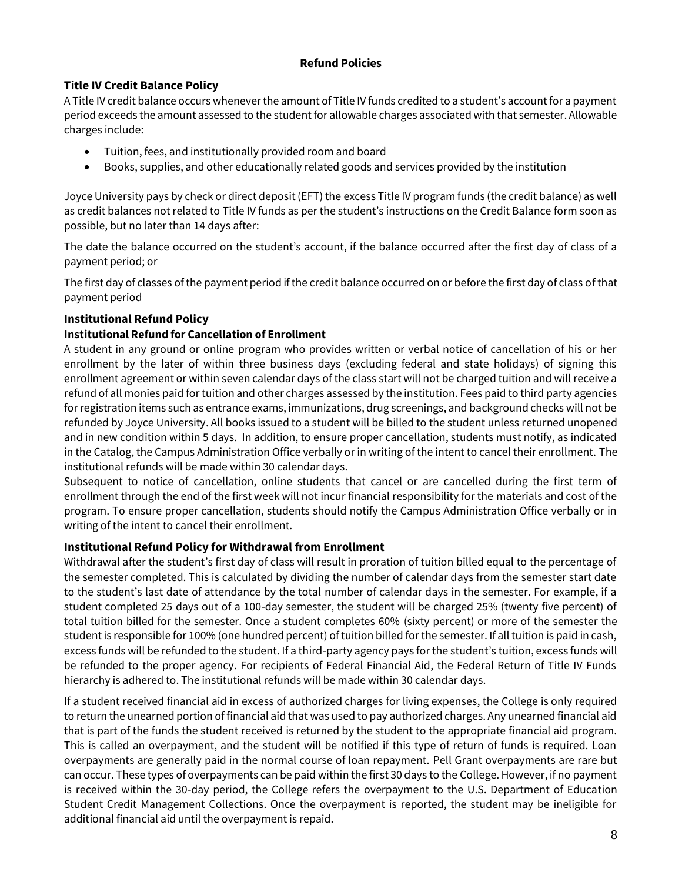## Refund Policies

### Title IV Credit Balance Policy

A Title IV credit balance occurs whenever the amount of Title IV funds credited to a student's account for a payment period exceeds the amount assessed to the student for allowable charges associated with that semester. Allowable charges include:

- Tuition, fees, and institutionally provided room and board
- Books, supplies, and other educationally related goods and services provided by the institution

Joyce University pays by check or direct deposit (EFT) the excess Title IV program funds (the credit balance) as well as credit balances not related to Title IV funds as per the student's instructions on the Credit Balance form soon as possible, but no later than 14 days after:

The date the balance occurred on the student's account, if the balance occurred after the first day of class of a payment period; or

The first day of classes of the payment period if the credit balance occurred on or before the first day of class of that payment period

### Institutional Refund Policy

#### Institutional Refund for Cancellation of Enrollment

A student in any ground or online program who provides written or verbal notice of cancellation of his or her enrollment by the later of within three business days (excluding federal and state holidays) of signing this enrollment agreement or within seven calendar days of the class start will not be charged tuition and will receive a refund of all monies paid for tuition and other charges assessed by the institution. Fees paid to third party agencies for registration items such as entrance exams, immunizations, drug screenings, and background checks will not be refunded by Joyce University. All books issued to a student will be billed to the student unless returned unopened and in new condition within 5 days. In addition, to ensure proper cancellation, students must notify, as indicated in the Catalog, the Campus Administration Office verbally or in writing of the intent to cancel their enrollment. The institutional refunds will be made within 30 calendar days.

Subsequent to notice of cancellation, online students that cancel or are cancelled during the first term of enrollment through the end of the first week will not incur financial responsibility for the materials and cost of the program. To ensure proper cancellation, students should notify the Campus Administration Office verbally or in writing of the intent to cancel their enrollment.

#### Institutional Refund Policy for Withdrawal from Enrollment

Withdrawal after the student's first day of class will result in proration of tuition billed equal to the percentage of the semester completed. This is calculated by dividing the number of calendar days from the semester start date to the student's last date of attendance by the total number of calendar days in the semester. For example, if a student completed 25 days out of a 100-day semester, the student will be charged 25% (twenty five percent) of total tuition billed for the semester. Once a student completes 60% (sixty percent) or more of the semester the student is responsible for 100% (one hundred percent) of tuition billed for the semester. If all tuition is paid in cash, excess funds will be refunded to the student. If a third-party agency pays for the student's tuition, excess funds will be refunded to the proper agency. For recipients of Federal Financial Aid, the Federal Return of Title IV Funds hierarchy is adhered to. The institutional refunds will be made within 30 calendar days.

If a student received financial aid in excess of authorized charges for living expenses, the College is only required to return the unearned portion of financial aid that was used to pay authorized charges. Any unearned financial aid that is part of the funds the student received is returned by the student to the appropriate financial aid program. This is called an overpayment, and the student will be notified if this type of return of funds is required. Loan overpayments are generally paid in the normal course of loan repayment. Pell Grant overpayments are rare but can occur. These types of overpayments can be paid within the first 30 days to the College. However, if no payment is received within the 30-day period, the College refers the overpayment to the U.S. Department of Education Student Credit Management Collections. Once the overpayment is reported, the student may be ineligible for additional financial aid until the overpayment is repaid.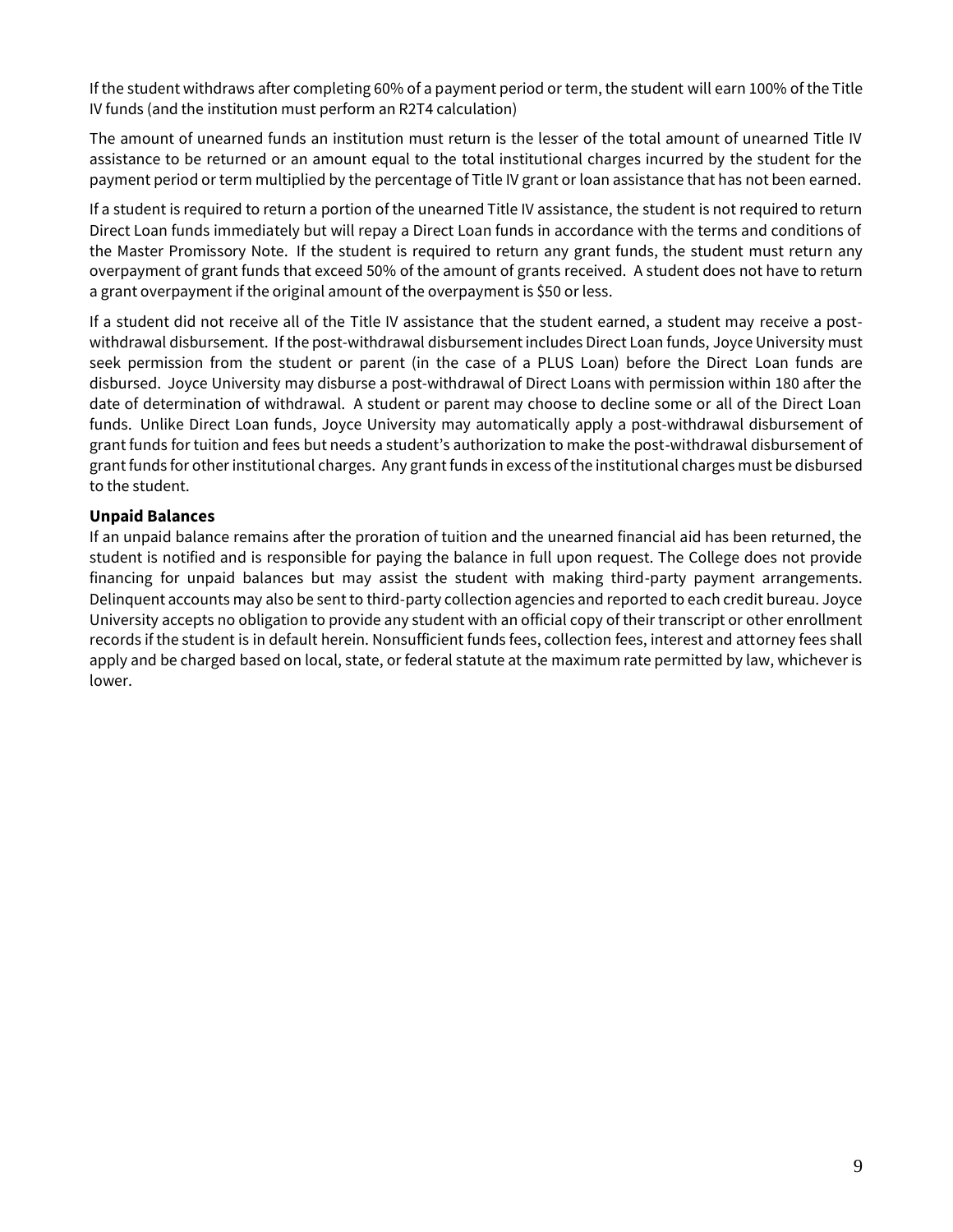If the student withdraws after completing 60% of a payment period or term, the student will earn 100% of the Title IV funds (and the institution must perform an R2T4 calculation)

The amount of unearned funds an institution must return is the lesser of the total amount of unearned Title IV assistance to be returned or an amount equal to the total institutional charges incurred by the student for the payment period or term multiplied by the percentage of Title IV grant or loan assistance that has not been earned.

If a student is required to return a portion of the unearned Title IV assistance, the student is not required to return Direct Loan funds immediately but will repay a Direct Loan funds in accordance with the terms and conditions of the Master Promissory Note. If the student is required to return any grant funds, the student must return any overpayment of grant funds that exceed 50% of the amount of grants received. A student does not have to return a grant overpayment if the original amount of the overpayment is $50 or less.

If a student did not receive all of the Title IV assistance that the student earned, a student may receive a post-withdrawal disbursement. If the post-withdrawal disbursement includes Direct Loan funds, Joyce University must seek permission from the student or parent (in the case of a PLUS Loan) before the Direct Loan funds are disbursed. Joyce University may disburse a post-withdrawal of Direct Loans with permission within 180 after the date of determination of withdrawal. A student or parent may choose to decline some or all of the Direct Loan funds. Unlike Direct Loan funds, Joyce University may automatically apply a post-withdrawal disbursement of grant funds for tuition and fees but needs a student's authorization to make the post-withdrawal disbursement of grant funds for other institutional charges. Any grant funds in excess of the institutional charges must be disbursed to the student.

**Unpaid Balances**

If an unpaid balance remains after the proration of tuition and the unearned financial aid has been returned, the student is notified and is responsible for paying the balance in full upon request. The College does not provide financing for unpaid balances but may assist the student with making third-party payment arrangements. Delinquent accounts may also be sent to third-party collection agencies and reported to each credit bureau. Joyce University accepts no obligation to provide any student with an official copy of their transcript or other enrollment records if the student is in default herein. Nonsufficient funds fees, collection fees, interest and attorney fees shall apply and be charged based on local, state, or federal statute at the maximum rate permitted by law, whichever is lower.